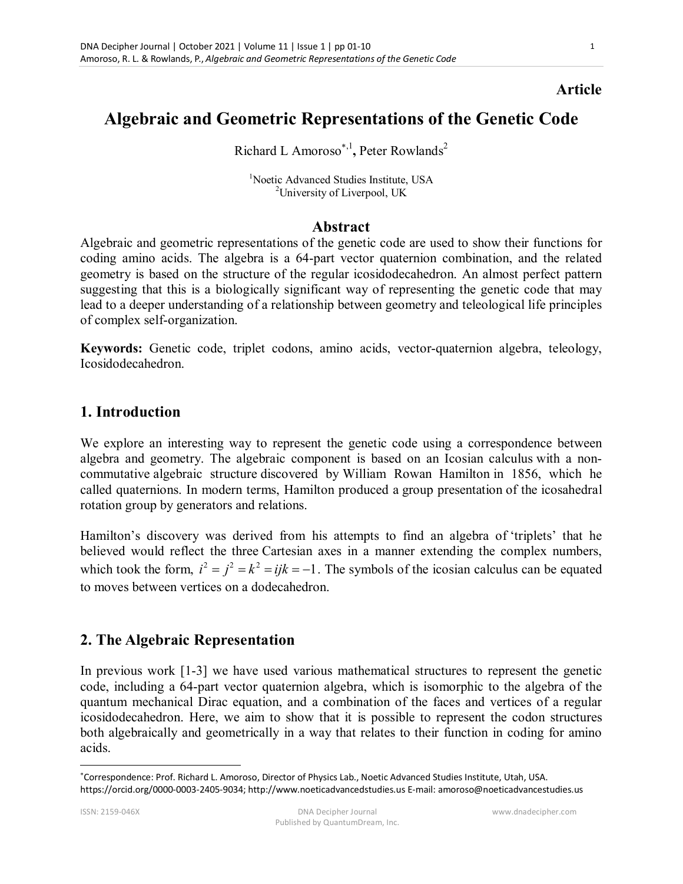**Article**

# Algebraic and Geometric Representations of the Genetic Code

Richard L Amoroso[*,1], Peter Rowlands[2]

[1]Noetic Advanced Studies Institute, USA
[2]University of Liverpool, UK

## Abstract

Algebraic and geometric representations of the genetic code are used to show their functions for coding amino acids. The algebra is a 64-part vector quaternion combination, and the related geometry is based on the structure of the regular icosidodecahedron. An almost perfect pattern suggesting that this is a biologically significant way of representing the genetic code that may lead to a deeper understanding of a relationship between geometry and teleological life principles of complex self-organization.

**Keywords:** Genetic code, triplet codons, amino acids, vector-quaternion algebra, teleology, Icosidodecahedron.

## 1. Introduction

We explore an interesting way to represent the genetic code using a correspondence between algebra and geometry. The algebraic component is based on an Icosian calculus with a non-commutative algebraic structure discovered by William Rowan Hamilton in 1856, which he called quaternions. In modern terms, Hamilton produced a group presentation of the icosahedral rotation group by generators and relations.

Hamilton's discovery was derived from his attempts to find an algebra of 'triplets' that he believed would reflect the three Cartesian axes in a manner extending the complex numbers, which took the form, $i^2 = j^2 = k^2 = ijk = -1$. The symbols of the icosian calculus can be equated to moves between vertices on a dodecahedron.

## 2. The Algebraic Representation

In previous work [1-3] we have used various mathematical structures to represent the genetic code, including a 64-part vector quaternion algebra, which is isomorphic to the algebra of the quantum mechanical Dirac equation, and a combination of the faces and vertices of a regular icosidodecahedron. Here, we aim to show that it is possible to represent the codon structures both algebraically and geometrically in a way that relates to their function in coding for amino acids.

---

[*]Correspondence: Prof. Richard L. Amoroso, Director of Physics Lab., Noetic Advanced Studies Institute, Utah, USA. https://orcid.org/0000-0003-2405-9034; http://www.noeticadvancedstudies.us E-mail: amoroso@noeticadvancestudies.us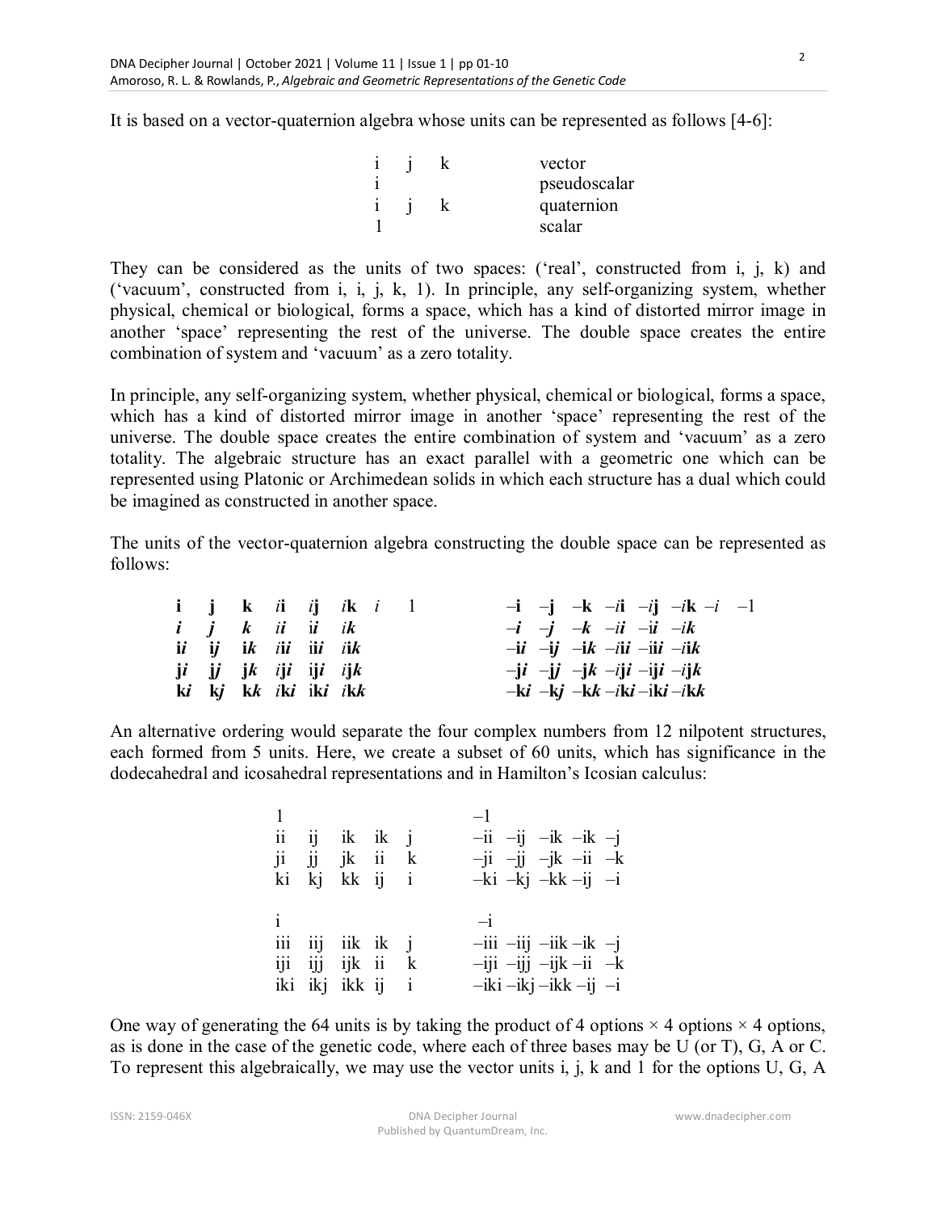It is based on a vector-quaternion algebra whose units can be represented as follows [4-6]:

| | | | |
|---|---|---|---|
| i | j | k | vector |
| i | | | pseudoscalar |
| i | j | k | quaternion |
| 1 | | | scalar |

They can be considered as the units of two spaces: ('real', constructed from i, j, k) and ('vacuum', constructed from i, i, j, k, 1). In principle, any self-organizing system, whether physical, chemical or biological, forms a space, which has a kind of distorted mirror image in another 'space' representing the rest of the universe. The double space creates the entire combination of system and 'vacuum' as a zero totality.

In principle, any self-organizing system, whether physical, chemical or biological, forms a space, which has a kind of distorted mirror image in another 'space' representing the rest of the universe. The double space creates the entire combination of system and 'vacuum' as a zero totality. The algebraic structure has an exact parallel with a geometric one which can be represented using Platonic or Archimedean solids in which each structure has a dual which could be imagined as constructed in another space.

The units of the vector-quaternion algebra constructing the double space can be represented as follows:

| | | | | | | | | | | | | | | | |
|---|---|---|---|---|---|---|---|---|---|---|---|---|---|---|---|
| $\mathbf{i}$ | $\mathbf{j}$ | $\mathbf{k}$ | $i\mathbf{i}$ | $i\mathbf{j}$ | $i\mathbf{k}$ | $i$ | $1$ | $-\mathbf{i}$ | $-\mathbf{j}$ | $-\mathbf{k}$ | $-i\mathbf{i}$ | $-i\mathbf{j}$ | $-i\mathbf{k}$ | $-i$ | $-1$ |
| $\boldsymbol{i}$ | $\boldsymbol{j}$ | $\boldsymbol{k}$ | $i\boldsymbol{i}$ | $\mathrm{i}\boldsymbol{i}$ | $i\boldsymbol{k}$ | | | $-\boldsymbol{i}$ | $-\boldsymbol{j}$ | $-\boldsymbol{k}$ | $-i\boldsymbol{i}$ | $-\mathrm{i}\boldsymbol{i}$ | $-i\boldsymbol{k}$ | | |
| $\mathbf{i}\boldsymbol{i}$ | $\mathbf{i}\boldsymbol{j}$ | $\mathbf{i}\boldsymbol{k}$ | $i\mathbf{i}\boldsymbol{i}$ | $\mathrm{i}\mathbf{i}\boldsymbol{i}$ | $i\mathbf{i}\boldsymbol{k}$ | | | $-\mathbf{i}\boldsymbol{i}$ | $-\mathbf{i}\boldsymbol{j}$ | $-\mathbf{i}\boldsymbol{k}$ | $-i\mathbf{i}\boldsymbol{i}$ | $-\mathrm{i}\mathbf{i}\boldsymbol{i}$ | $-i\mathbf{i}\boldsymbol{k}$ | | |
| $\mathbf{j}\boldsymbol{i}$ | $\mathbf{j}\boldsymbol{j}$ | $\mathbf{j}\boldsymbol{k}$ | $i\mathbf{j}\boldsymbol{i}$ | $\mathrm{i}\mathbf{j}\boldsymbol{i}$ | $i\mathbf{j}\boldsymbol{k}$ | | | $-\mathbf{j}\boldsymbol{i}$ | $-\mathbf{j}\boldsymbol{j}$ | $-\mathbf{j}\boldsymbol{k}$ | $-i\mathbf{j}\boldsymbol{i}$ | $-\mathrm{i}\mathbf{j}\boldsymbol{i}$ | $-i\mathbf{j}\boldsymbol{k}$ | | |
| $\mathbf{k}\boldsymbol{i}$ | $\mathbf{k}\boldsymbol{j}$ | $\mathbf{k}\boldsymbol{k}$ | $i\mathbf{k}\boldsymbol{i}$ | $\mathrm{i}\mathbf{k}\boldsymbol{i}$ | $i\mathbf{k}\boldsymbol{k}$ | | | $-\mathbf{k}\boldsymbol{i}$ | $-\mathbf{k}\boldsymbol{j}$ | $-\mathbf{k}\boldsymbol{k}$ | $-i\mathbf{k}\boldsymbol{i}$ | $-\mathrm{i}\mathbf{k}\boldsymbol{i}$ | $-i\mathbf{k}\boldsymbol{k}$ | | |

An alternative ordering would separate the four complex numbers from 12 nilpotent structures, each formed from 5 units. Here, we create a subset of 60 units, which has significance in the dodecahedral and icosahedral representations and in Hamilton's Icosian calculus:

| | | | | | | | | | |
|---|---|---|---|---|---|---|---|---|---|
| 1 | | | | | –1 | | | | |
| ii | ij | ik | ik | j | –ii | –ij | –ik | –ik | –j |
| ji | jj | jk | ii | k | –ji | –jj | –jk | –ii | –k |
| ki | kj | kk | ij | i | –ki | –kj | –kk | –ij | –i |
| | | | | | | | | | |
| i | | | | | –i | | | | |
| iii | iij | iik | ik | j | –iii | –iij | –iik | –ik | –j |
| iji | ijj | ijk | ii | k | –iji | –ijj | –ijk | –ii | –k |
| iki | ikj | ikk | ij | i | –iki | –ikj | –ikk | –ij | –i |

One way of generating the 64 units is by taking the product of 4 options × 4 options × 4 options, as is done in the case of the genetic code, where each of three bases may be U (or T), G, A or C. To represent this algebraically, we may use the vector units i, j, k and 1 for the options U, G, A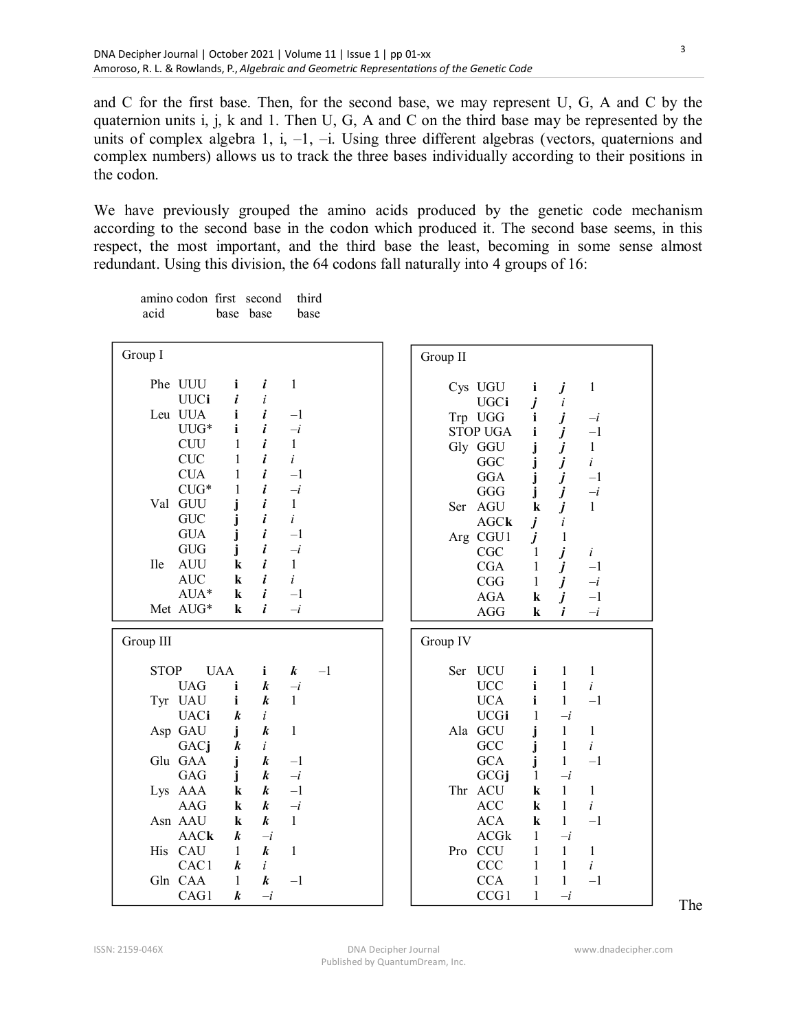and C for the first base. Then, for the second base, we may represent U, G, A and C by the quaternion units i, j, k and 1. Then U, G, A and C on the third base may be represented by the units of complex algebra 1, i, –1, –i. Using three different algebras (vectors, quaternions and complex numbers) allows us to track the three bases individually according to their positions in the codon.

We have previously grouped the amino acids produced by the genetic code mechanism according to the second base in the codon which produced it. The second base seems, in this respect, the most important, and the third base the least, becoming in some sense almost redundant. Using this division, the 64 codons fall naturally into 4 groups of 16:

**Group I**

| amino acid | codon | first base | second base | third base |
|---|---|---|---|---|
| Phe | UUU | **i** | ***i*** | 1 |
| | UUC**i** | ***i*** | *i* | |
| Leu | UUA | **i** | ***i*** | –1 |
| | UUG* | **i** | ***i*** | –*i* |
| | CUU | 1 | ***i*** | 1 |
| | CUC | 1 | ***i*** | *i* |
| | CUA | 1 | ***i*** | –1 |
| | CUG* | 1 | ***i*** | –*i* |
| Val | GUU | **j** | ***i*** | 1 |
| | GUC | **j** | ***i*** | *i* |
| | GUA | **j** | ***i*** | –1 |
| | GUG | **j** | ***i*** | –*i* |
| Ile | AUU | **k** | ***i*** | 1 |
| | AUC | **k** | ***i*** | *i* |
| | AUA* | **k** | ***i*** | –1 |
| Met | AUG* | **k** | ***i*** | –*i* |

**Group II**

| amino acid | codon | first base | second base | third base |
|---|---|---|---|---|
| Cys | UGU | **i** | ***j*** | 1 |
| | UGC**i** | ***j*** | *i* | |
| Trp | UGG | **i** | ***j*** | –*i* |
| STOP | UGA | **i** | ***j*** | –1 |
| Gly | GGU | **j** | ***j*** | 1 |
| | GGC | **j** | ***j*** | *i* |
| | GGA | **j** | ***j*** | –1 |
| | GGG | **j** | ***j*** | –*i* |
| Ser | AGU | **k** | ***j*** | 1 |
| | AGC**k** | ***j*** | *i* | |
| Arg | CGU1 | ***j*** | 1 | |
| | CGC | 1 | ***j*** | *i* |
| | CGA | 1 | ***j*** | –1 |
| | CGG | 1 | ***j*** | –*i* |
| | AGA | **k** | ***j*** | –1 |
| | AGG | **k** | ***i*** | –*i* |

**Group III**

| amino acid | codon | first base | second base | third base |
|---|---|---|---|---|
| STOP | UAA | **i** | ***k*** | –1 |
| | UAG | **i** | ***k*** | –*i* |
| Tyr | UAU | **i** | ***k*** | 1 |
| | UAC**i** | ***k*** | *i* | |
| Asp | GAU | **j** | ***k*** | 1 |
| | GAC**j** | ***k*** | *i* | |
| Glu | GAA | **j** | ***k*** | –1 |
| | GAG | **j** | ***k*** | –*i* |
| Lys | AAA | **k** | ***k*** | –1 |
| | AAG | **k** | ***k*** | –*i* |
| Asn | AAU | **k** | ***k*** | 1 |
| | AAC**k** | ***k*** | –*i* | |
| His | CAU | 1 | ***k*** | 1 |
| | CAC1 | ***k*** | *i* | |
| Gln | CAA | 1 | ***k*** | –1 |
| | CAG1 | ***k*** | –*i* | |

**Group IV**

| amino acid | codon | first base | second base | third base |
|---|---|---|---|---|
| Ser | UCU | **i** | 1 | 1 |
| | UCC | **i** | 1 | *i* |
| | UCA | **i** | 1 | –1 |
| | UCG**i** | 1 | –*i* | |
| Ala | GCU | **j** | 1 | 1 |
| | GCC | **j** | 1 | *i* |
| | GCA | **j** | 1 | –1 |
| | GCG**j** | 1 | –*i* | |
| Thr | ACU | **k** | 1 | 1 |
| | ACC | **k** | 1 | *i* |
| | ACA | **k** | 1 | –1 |
| | ACGk | 1 | –*i* | |
| Pro | CCU | 1 | 1 | 1 |
| | CCC | 1 | 1 | *i* |
| | CCA | 1 | 1 | –1 |
| | CCG1 | 1 | –*i* | |

The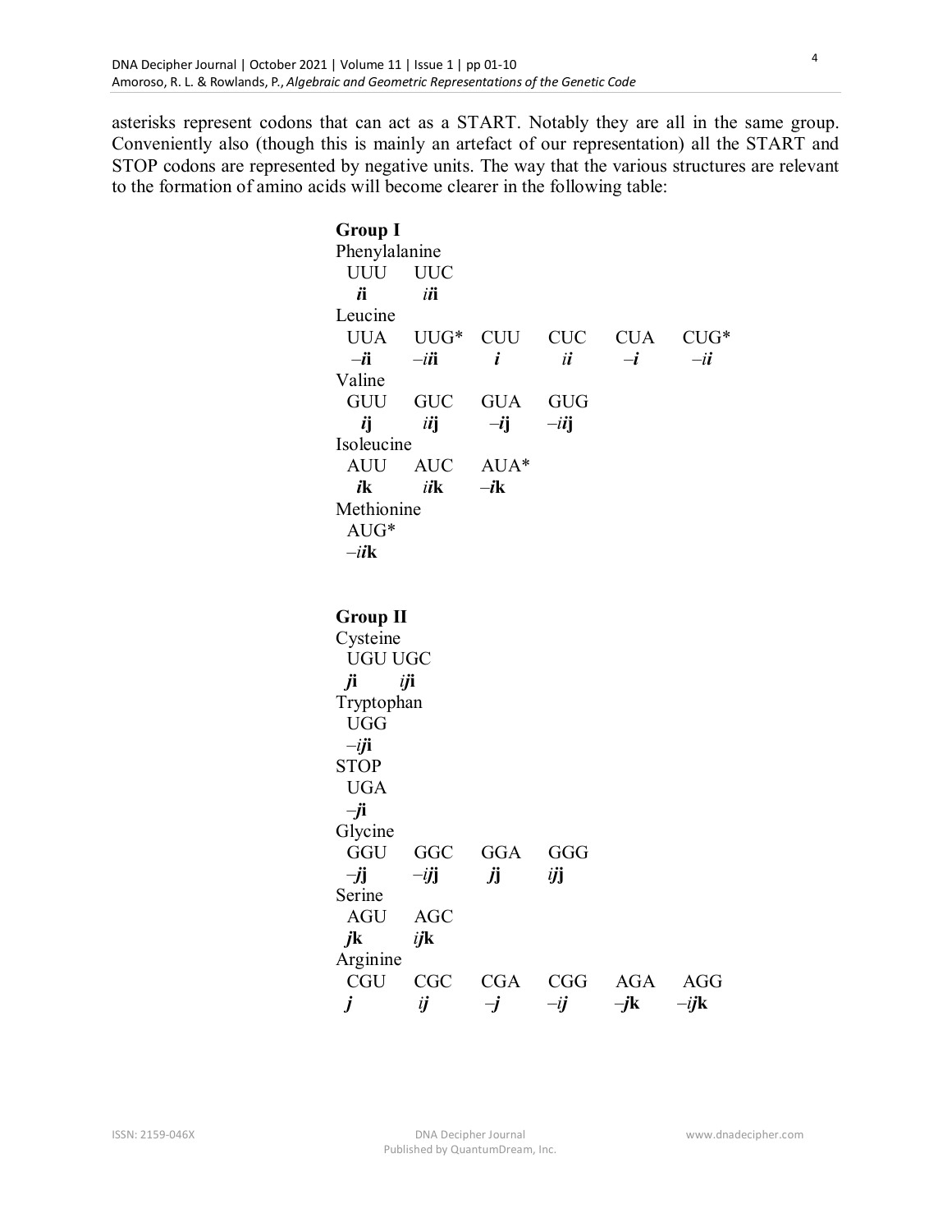asterisks represent codons that can act as a START. Notably they are all in the same group. Conveniently also (though this is mainly an artefact of our representation) all the START and STOP codons are represented by negative units. The way that the various structures are relevant to the formation of amino acids will become clearer in the following table:

**Group I**

Phenylalanine

| UUU | UUC |
|---|---|
| $\boldsymbol{i}\mathbf{i}$ | $i\boldsymbol{i}\mathbf{i}$ |

Leucine

| UUA | UUG* | CUU | CUC | CUA | CUG* |
|---|---|---|---|---|---|
| $-\boldsymbol{i}\mathbf{i}$ | $-i\boldsymbol{i}\mathbf{i}$ | $\boldsymbol{i}$ | $i\boldsymbol{i}$ | $-\boldsymbol{i}$ | $-i\boldsymbol{i}$ |

Valine

| GUU | GUC | GUA | GUG |
|---|---|---|---|
| $\boldsymbol{i}\mathbf{j}$ | $i\boldsymbol{i}\mathbf{j}$ | $-\boldsymbol{i}\mathbf{j}$ | $-i\boldsymbol{i}\mathbf{j}$ |

Isoleucine

| AUU | AUC | AUA* |
|---|---|---|
| $\boldsymbol{i}\mathbf{k}$ | $i\boldsymbol{i}\mathbf{k}$ | $-\boldsymbol{i}\mathbf{k}$ |

Methionine

| AUG* |
|---|
| $-i\boldsymbol{i}\mathbf{k}$ |

**Group II**

Cysteine

| UGU | UGC |
|---|---|
| $\boldsymbol{j}\mathbf{i}$ | $i\boldsymbol{j}\mathbf{i}$ |

Tryptophan

| UGG |
|---|
| $-i\boldsymbol{j}\mathbf{i}$ |

STOP

| UGA |
|---|
| $-\boldsymbol{j}\mathbf{i}$ |

Glycine

| GGU | GGC | GGA | GGG |
|---|---|---|---|
| $-\boldsymbol{j}\mathbf{j}$ | $-i\boldsymbol{j}\mathbf{j}$ | $\boldsymbol{j}\mathbf{j}$ | $i\boldsymbol{j}\mathbf{j}$ |

Serine

| AGU | AGC |
|---|---|
| $\boldsymbol{j}\mathbf{k}$ | $i\boldsymbol{j}\mathbf{k}$ |

Arginine

| CGU | CGC | CGA | CGG | AGA | AGG |
|---|---|---|---|---|---|
| $\boldsymbol{j}$ | $i\boldsymbol{j}$ | $-\boldsymbol{j}$ | $-i\boldsymbol{j}$ | $-\boldsymbol{j}\mathbf{k}$ | $-i\boldsymbol{j}\mathbf{k}$ |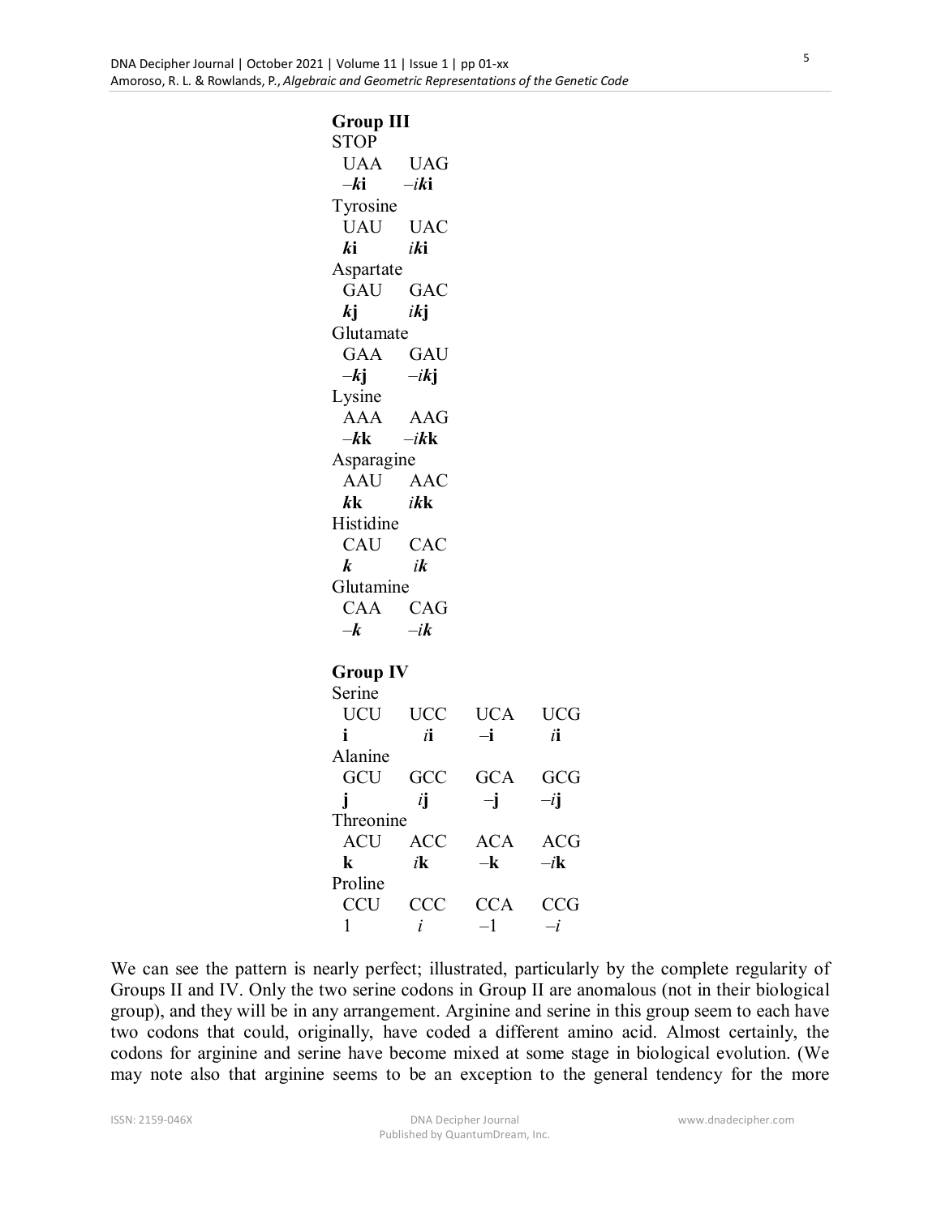**Group III**

STOP

| UAA | UAG |
|---|---|
| $-\boldsymbol{k}\mathbf{i}$ | $-i\boldsymbol{k}\mathbf{i}$ |

Tyrosine

| UAU | UAC |
|---|---|
| $\boldsymbol{k}\mathbf{i}$ | $i\boldsymbol{k}\mathbf{i}$ |

Aspartate

| GAU | GAC |
|---|---|
| $\boldsymbol{k}\mathbf{j}$ | $i\boldsymbol{k}\mathbf{j}$ |

Glutamate

| GAA | GAU |
|---|---|
| $-\boldsymbol{k}\mathbf{j}$ | $-i\boldsymbol{k}\mathbf{j}$ |

Lysine

| AAA | AAG |
|---|---|
| $-\boldsymbol{k}\mathbf{k}$ | $-i\boldsymbol{k}\mathbf{k}$ |

Asparagine

| AAU | AAC |
|---|---|
| $\boldsymbol{k}\mathbf{k}$ | $i\boldsymbol{k}\mathbf{k}$ |

Histidine

| CAU | CAC |
|---|---|
| $\boldsymbol{k}$ | $i\boldsymbol{k}$ |

Glutamine

| CAA | CAG |
|---|---|
| $-\boldsymbol{k}$ | $-i\boldsymbol{k}$ |

**Group IV**

Serine

| UCU | UCC | UCA | UCG |
|---|---|---|---|
| $\mathbf{i}$ | $i\mathbf{i}$ | $-\mathbf{i}$ | $i\mathbf{i}$ |

Alanine

| GCU | GCC | GCA | GCG |
|---|---|---|---|
| $\mathbf{j}$ | $i\mathbf{j}$ | $-\mathbf{j}$ | $-i\mathbf{j}$ |

Threonine

| ACU | ACC | ACA | ACG |
|---|---|---|---|
| $\mathbf{k}$ | $i\mathbf{k}$ | $-\mathbf{k}$ | $-i\mathbf{k}$ |

Proline

| CCU | CCC | CCA | CCG |
|---|---|---|---|
| $1$ | $i$ | $-1$ | $-i$ |

We can see the pattern is nearly perfect; illustrated, particularly by the complete regularity of Groups II and IV. Only the two serine codons in Group II are anomalous (not in their biological group), and they will be in any arrangement. Arginine and serine in this group seem to each have two codons that could, originally, have coded a different amino acid. Almost certainly, the codons for arginine and serine have become mixed at some stage in biological evolution. (We may note also that arginine seems to be an exception to the general tendency for the more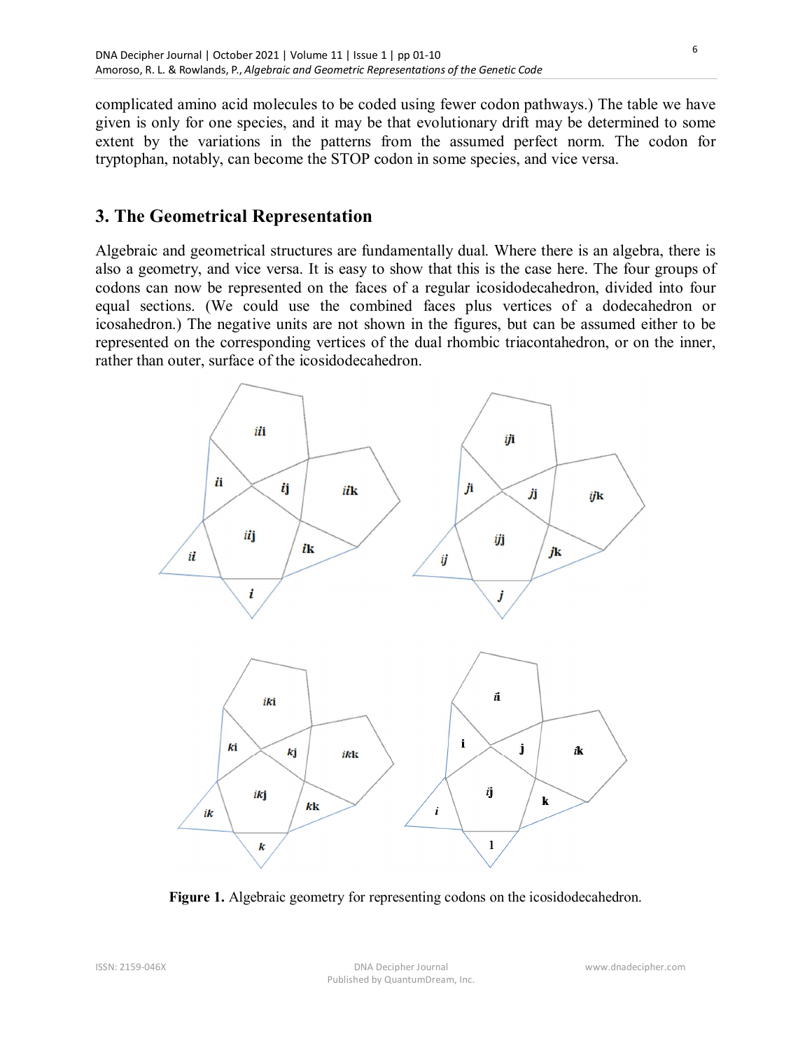complicated amino acid molecules to be coded using fewer codon pathways.) The table we have given is only for one species, and it may be that evolutionary drift may be determined to some extent by the variations in the patterns from the assumed perfect norm. The codon for tryptophan, notably, can become the STOP codon in some species, and vice versa.

## 3. The Geometrical Representation

Algebraic and geometrical structures are fundamentally dual. Where there is an algebra, there is also a geometry, and vice versa. It is easy to show that this is the case here. The four groups of codons can now be represented on the faces of a regular icosidodecahedron, divided into four equal sections. (We could use the combined faces plus vertices of a dodecahedron or icosahedron.) The negative units are not shown in the figures, but can be assumed either to be represented on the corresponding vertices of the dual rhombic triacontahedron, or on the inner, rather than outer, surface of the icosidodecahedron.

**Figure 1.** Algebraic geometry for representing codons on the icosidodecahedron.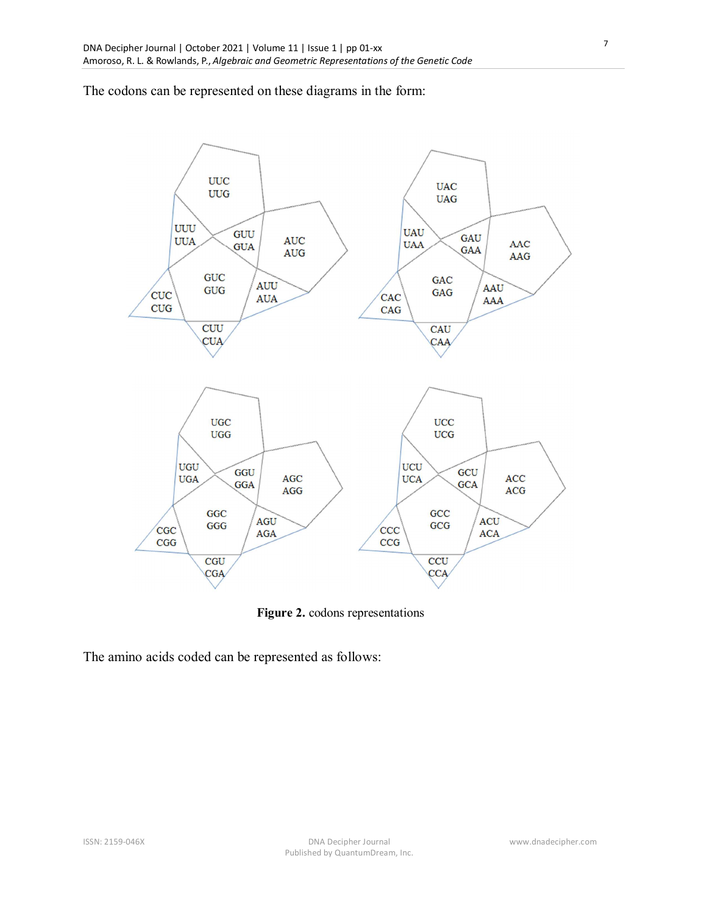The codons can be represented on these diagrams in the form:

UUC
UUG

UUU
UUA

GUU
GUA

AUC
AUG

GUC
GUG

AUU
AUA

CUC
CUG

CUU
CUA

UAC
UAG

UAU
UAA

GAU
GAA

AAC
AAG

GAC
GAG

AAU
AAA

CAC
CAG

CAU
CAA

UGC
UGG

UGU
UGA

GGU
GGA

AGC
AGG

GGC
GGG

AGU
AGA

CGC
CGG

CGU
CGA

UCC
UCG

UCU
UCA

GCU
GCA

ACC
ACG

GCC
GCG

ACU
ACA

CCC
CCG

CCU
CCA

**Figure 2.** codons representations

The amino acids coded can be represented as follows: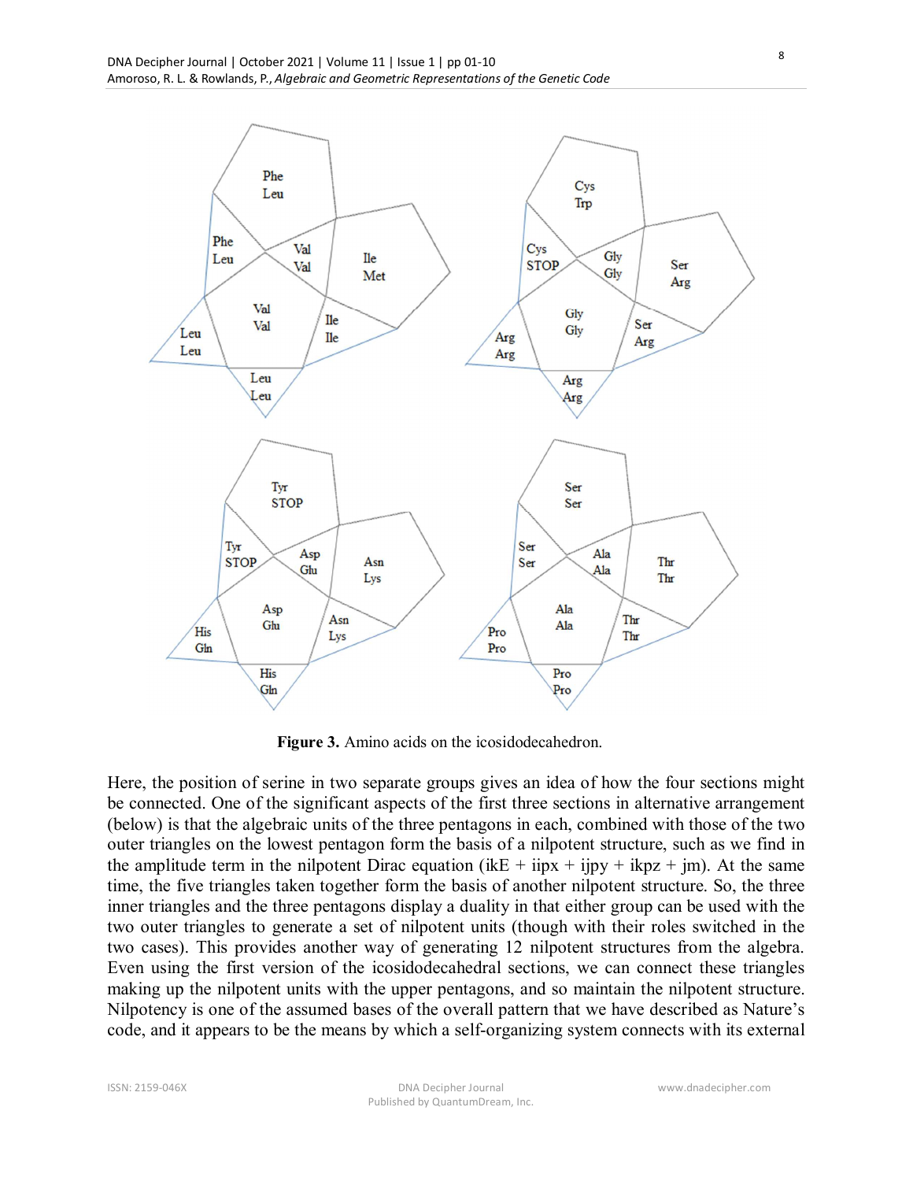**Figure 3.** Amino acids on the icosidodecahedron.

Here, the position of serine in two separate groups gives an idea of how the four sections might be connected. One of the significant aspects of the first three sections in alternative arrangement (below) is that the algebraic units of the three pentagons in each, combined with those of the two outer triangles on the lowest pentagon form the basis of a nilpotent structure, such as we find in the amplitude term in the nilpotent Dirac equation ($ikE + iipx + ijpy + ikpz + jm$). At the same time, the five triangles taken together form the basis of another nilpotent structure. So, the three inner triangles and the three pentagons display a duality in that either group can be used with the two outer triangles to generate a set of nilpotent units (though with their roles switched in the two cases). This provides another way of generating 12 nilpotent structures from the algebra. Even using the first version of the icosidodecahedral sections, we can connect these triangles making up the nilpotent units with the upper pentagons, and so maintain the nilpotent structure. Nilpotency is one of the assumed bases of the overall pattern that we have described as Nature's code, and it appears to be the means by which a self-organizing system connects with its external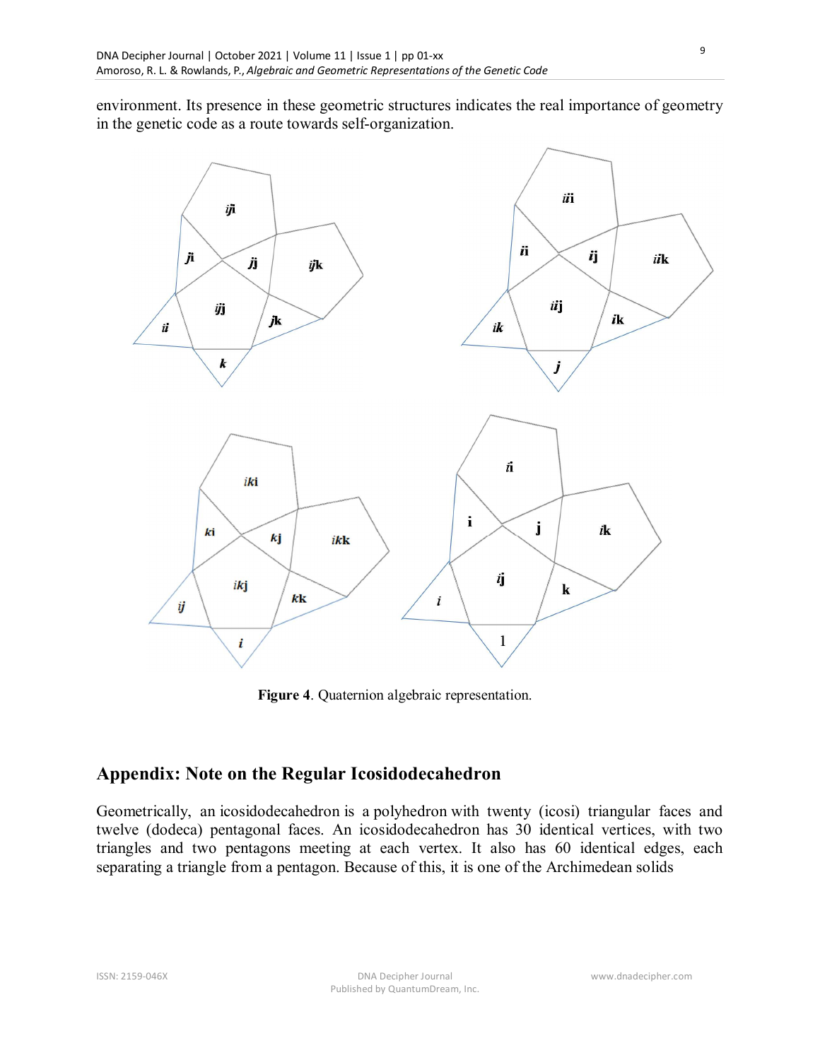environment. Its presence in these geometric structures indicates the real importance of geometry in the genetic code as a route towards self-organization.

**Figure 4**. Quaternion algebraic representation.

## Appendix: Note on the Regular Icosidodecahedron

Geometrically, an icosidodecahedron is a polyhedron with twenty (icosi) triangular faces and twelve (dodeca) pentagonal faces. An icosidodecahedron has 30 identical vertices, with two triangles and two pentagons meeting at each vertex. It also has 60 identical edges, each separating a triangle from a pentagon. Because of this, it is one of the Archimedean solids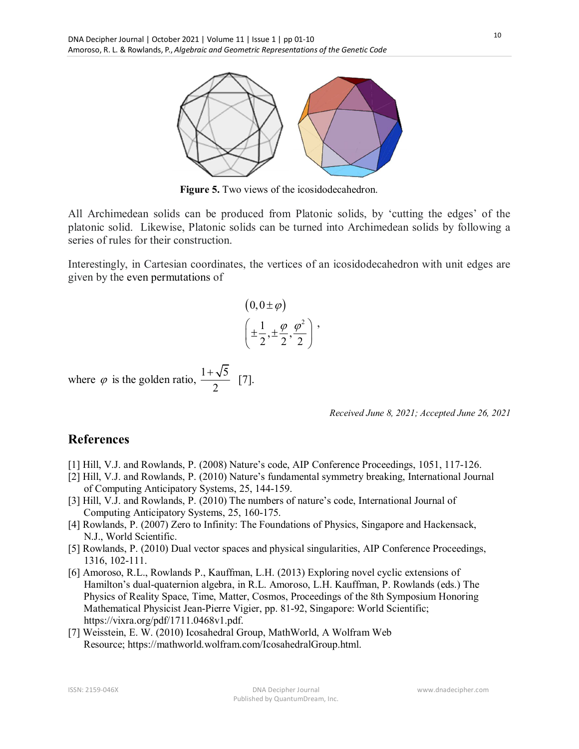**Figure 5.** Two views of the icosidodecahedron.

All Archimedean solids can be produced from Platonic solids, by 'cutting the edges' of the platonic solid. Likewise, Platonic solids can be turned into Archimedean solids by following a series of rules for their construction.

Interestingly, in Cartesian coordinates, the vertices of an icosidodecahedron with unit edges are given by the even permutations of

$$(0, 0 \pm \varphi)$$
$$\left(\pm\frac{1}{2}, \pm\frac{\varphi}{2}, \frac{\varphi^2}{2}\right),$$

where $\varphi$ is the golden ratio, $\frac{1+\sqrt{5}}{2}$ [7].

*Received June 8, 2021; Accepted June 26, 2021*

## References

[1] Hill, V.J. and Rowlands, P. (2008) Nature's code, AIP Conference Proceedings, 1051, 117-126.

[2] Hill, V.J. and Rowlands, P. (2010) Nature's fundamental symmetry breaking, International Journal of Computing Anticipatory Systems, 25, 144-159.

[3] Hill, V.J. and Rowlands, P. (2010) The numbers of nature's code, International Journal of Computing Anticipatory Systems, 25, 160-175.

[4] Rowlands, P. (2007) Zero to Infinity: The Foundations of Physics, Singapore and Hackensack, N.J., World Scientific.

[5] Rowlands, P. (2010) Dual vector spaces and physical singularities, AIP Conference Proceedings, 1316, 102-111.

[6] Amoroso, R.L., Rowlands P., Kauffman, L.H. (2013) Exploring novel cyclic extensions of Hamilton's dual-quaternion algebra, in R.L. Amoroso, L.H. Kauffman, P. Rowlands (eds.) The Physics of Reality Space, Time, Matter, Cosmos, Proceedings of the 8th Symposium Honoring Mathematical Physicist Jean-Pierre Vigier, pp. 81-92, Singapore: World Scientific; https://vixra.org/pdf/1711.0468v1.pdf.

[7] Weisstein, E. W. (2010) Icosahedral Group, MathWorld, A Wolfram Web Resource; https://mathworld.wolfram.com/IcosahedralGroup.html.